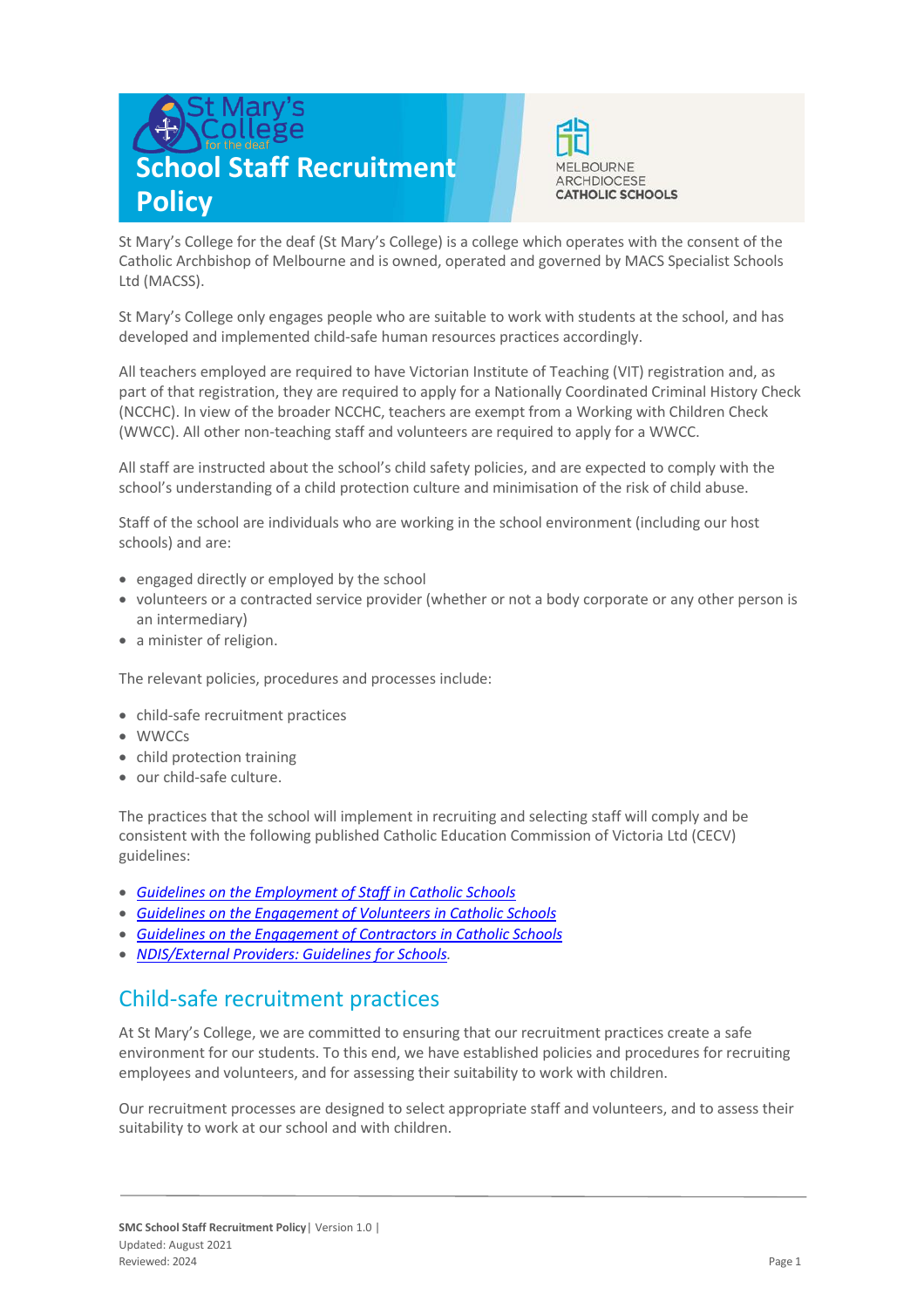# School Staff Recruitment Policy

St Mary's College for the deaf (St Mary's College) is a college which operates with the consent of the Catholic Archbishop of Melbourne and is owned, operated and governed by MACS Specialist Schools Ltd (MACSS).

St Mary's College only engages people who are suitable to work with students at the school, and has developed and implemented child-safe human resources practices accordingly.

All teachers employed are required to have Victorian Institute of Teaching (VIT) registration and, as part of that registration, they are required to apply for a Nationally Coordinated Criminal History Check (NCCHC). In view of the broader NCCHC, teachers are exempt from a Working with Children Check (WWCC). All other non-teaching staff and volunteers are required to apply for a WWCC.

All staff are instructed about the school's child safety policies, and are expected to comply with the school's understanding of a child protection culture and minimisation of the risk of child abuse.

Staff of the school are individuals who are working in the school environment (including our host schools) and are:

- engaged directly or employed by the school
- volunteers or a contracted service provider (whether or not a body corporate or any other person is an intermediary)
- a minister of religion.

The relevant policies, procedures and processes include:

- child-safe recruitment practices
- WWCCs
- child protection training
- our child-safe culture.

The practices that the school will implement in recruiting and selecting staff will comply and be consistent with the following published Catholic Education Commission of Victoria Ltd (CECV) guidelines:

- *Guidelines on the Employment of Staff in Catholic Schools*
- *Guidelines on the Engagement of Volunteers in Catholic Schools*
- *Guidelines on the Engagement of Contractors in Catholic Schools*
- *NDIS/External Providers: Guidelines for Schools*.

## Child-safe recruitment practices

At St Mary's College, we are committed to ensuring that our recruitment practices create a safe environment for our students. To this end, we have established policies and procedures for recruiting employees and volunteers, and for assessing their suitability to work with children.

Our recruitment processes are designed to select appropriate staff and volunteers, and to assess their suitability to work at our school and with children.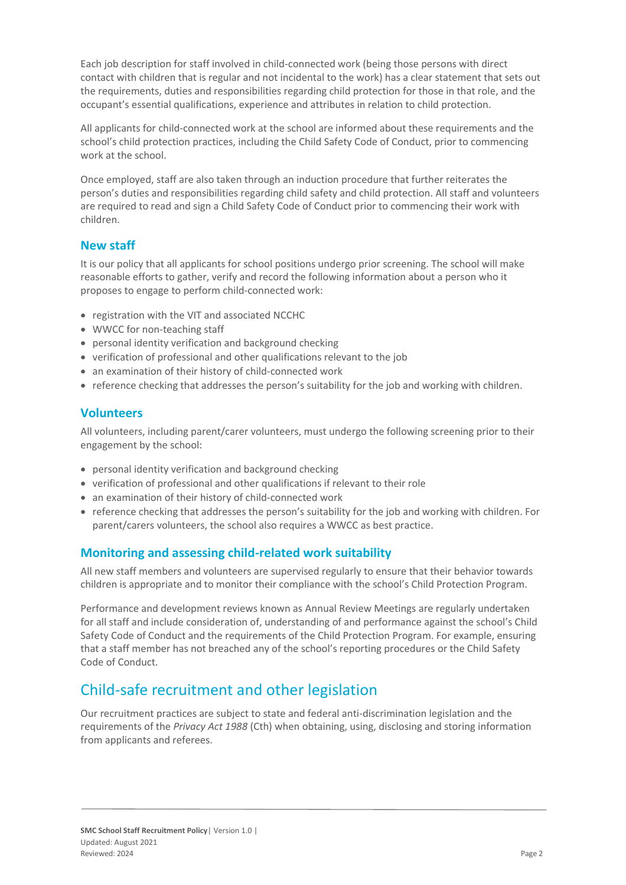Each job description for staff involved in child-connected work (being those persons with direct contact with children that is regular and not incidental to the work) has a clear statement that sets out the requirements, duties and responsibilities regarding child protection for those in that role, and the occupant's essential qualifications, experience and attributes in relation to child protection.

All applicants for child-connected work at the school are informed about these requirements and the school's child protection practices, including the Child Safety Code of Conduct, prior to commencing work at the school.

Once employed, staff are also taken through an induction procedure that further reiterates the person's duties and responsibilities regarding child safety and child protection. All staff and volunteers are required to read and sign a Child Safety Code of Conduct prior to commencing their work with children.

### New staff

It is our policy that all applicants for school positions undergo prior screening. The school will make reasonable efforts to gather, verify and record the following information about a person who it proposes to engage to perform child-connected work:

- registration with the VIT and associated NCCHC
- WWCC for non-teaching staff
- personal identity verification and background checking
- verification of professional and other qualifications relevant to the job
- an examination of their history of child-connected work
- reference checking that addresses the person's suitability for the job and working with children.

### Volunteers

All volunteers, including parent/carer volunteers, must undergo the following screening prior to their engagement by the school:

- personal identity verification and background checking
- verification of professional and other qualifications if relevant to their role
- an examination of their history of child-connected work
- reference checking that addresses the person's suitability for the job and working with children. For parent/carers volunteers, the school also requires a WWCC as best practice.

### Monitoring and assessing child-related work suitability

All new staff members and volunteers are supervised regularly to ensure that their behavior towards children is appropriate and to monitor their compliance with the school's Child Protection Program.

Performance and development reviews known as Annual Review Meetings are regularly undertaken for all staff and include consideration of, understanding of and performance against the school's Child Safety Code of Conduct and the requirements of the Child Protection Program. For example, ensuring that a staff member has not breached any of the school's reporting procedures or the Child Safety Code of Conduct.

## Child-safe recruitment and other legislation

Our recruitment practices are subject to state and federal anti-discrimination legislation and the requirements of the *Privacy Act 1988* (Cth) when obtaining, using, disclosing and storing information from applicants and referees.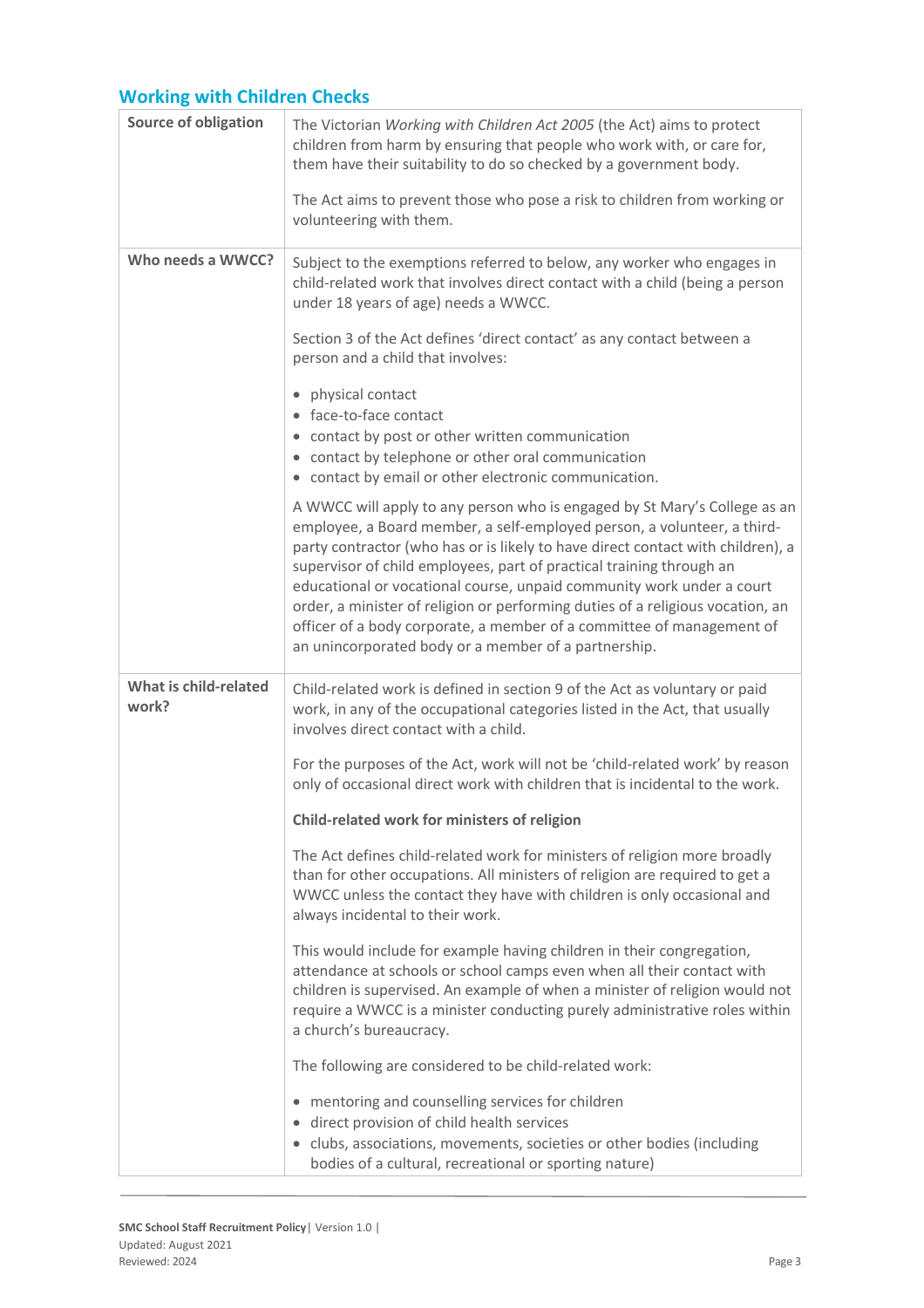## Working with Children Checks

| | |
|---|---|
| **Source of obligation** | The Victorian *Working with Children Act 2005* (the Act) aims to protect children from harm by ensuring that people who work with, or care for, them have their suitability to do so checked by a government body.<br><br>The Act aims to prevent those who pose a risk to children from working or volunteering with them. |
| **Who needs a WWCC?** | Subject to the exemptions referred to below, any worker who engages in child-related work that involves direct contact with a child (being a person under 18 years of age) needs a WWCC.<br><br>Section 3 of the Act defines 'direct contact' as any contact between a person and a child that involves:<br><br>• physical contact<br>• face-to-face contact<br>• contact by post or other written communication<br>• contact by telephone or other oral communication<br>• contact by email or other electronic communication.<br><br>A WWCC will apply to any person who is engaged by St Mary's College as an employee, a Board member, a self-employed person, a volunteer, a third-party contractor (who has or is likely to have direct contact with children), a supervisor of child employees, part of practical training through an educational or vocational course, unpaid community work under a court order, a minister of religion or performing duties of a religious vocation, an officer of a body corporate, a member of a committee of management of an unincorporated body or a member of a partnership. |
| **What is child-related work?** | Child-related work is defined in section 9 of the Act as voluntary or paid work, in any of the occupational categories listed in the Act, that usually involves direct contact with a child.<br><br>For the purposes of the Act, work will not be 'child-related work' by reason only of occasional direct work with children that is incidental to the work.<br><br>**Child-related work for ministers of religion**<br><br>The Act defines child-related work for ministers of religion more broadly than for other occupations. All ministers of religion are required to get a WWCC unless the contact they have with children is only occasional and always incidental to their work.<br><br>This would include for example having children in their congregation, attendance at schools or school camps even when all their contact with children is supervised. An example of when a minister of religion would not require a WWCC is a minister conducting purely administrative roles within a church's bureaucracy.<br><br>The following are considered to be child-related work:<br><br>• mentoring and counselling services for children<br>• direct provision of child health services<br>• clubs, associations, movements, societies or other bodies (including bodies of a cultural, recreational or sporting nature) |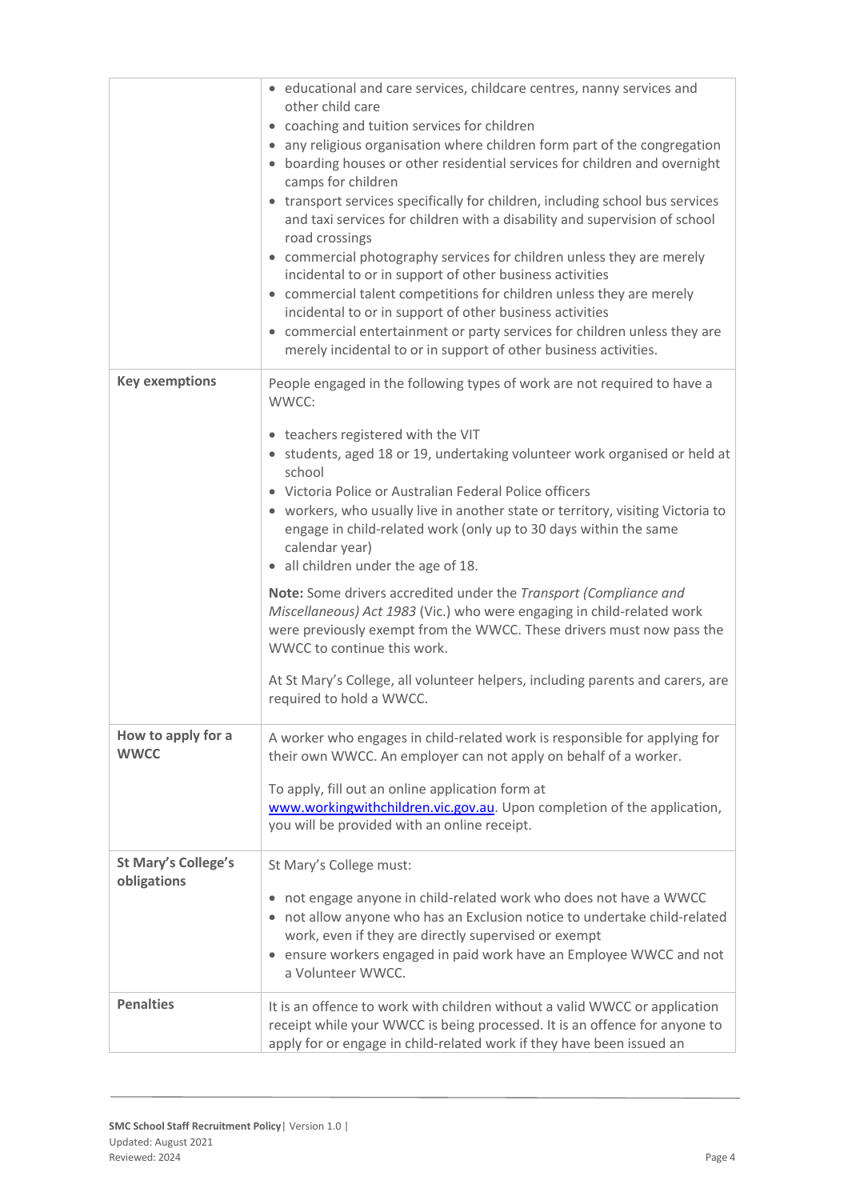| | |
|---|---|
| | • educational and care services, childcare centres, nanny services and other child care<br>• coaching and tuition services for children<br>• any religious organisation where children form part of the congregation<br>• boarding houses or other residential services for children and overnight camps for children<br>• transport services specifically for children, including school bus services and taxi services for children with a disability and supervision of school road crossings<br>• commercial photography services for children unless they are merely incidental to or in support of other business activities<br>• commercial talent competitions for children unless they are merely incidental to or in support of other business activities<br>• commercial entertainment or party services for children unless they are merely incidental to or in support of other business activities. |
| **Key exemptions** | People engaged in the following types of work are not required to have a WWCC:<br><br>• teachers registered with the VIT<br>• students, aged 18 or 19, undertaking volunteer work organised or held at school<br>• Victoria Police or Australian Federal Police officers<br>• workers, who usually live in another state or territory, visiting Victoria to engage in child-related work (only up to 30 days within the same calendar year)<br>• all children under the age of 18.<br><br>**Note:** Some drivers accredited under the *Transport (Compliance and Miscellaneous) Act 1983* (Vic.) who were engaging in child-related work were previously exempt from the WWCC. These drivers must now pass the WWCC to continue this work.<br><br>At St Mary's College, all volunteer helpers, including parents and carers, are required to hold a WWCC. |
| **How to apply for a WWCC** | A worker who engages in child-related work is responsible for applying for their own WWCC. An employer can not apply on behalf of a worker.<br><br>To apply, fill out an online application form at www.workingwithchildren.vic.gov.au. Upon completion of the application, you will be provided with an online receipt. |
| **St Mary's College's obligations** | St Mary's College must:<br><br>• not engage anyone in child-related work who does not have a WWCC<br>• not allow anyone who has an Exclusion notice to undertake child-related work, even if they are directly supervised or exempt<br>• ensure workers engaged in paid work have an Employee WWCC and not a Volunteer WWCC. |
| **Penalties** | It is an offence to work with children without a valid WWCC or application receipt while your WWCC is being processed. It is an offence for anyone to apply for or engage in child-related work if they have been issued an |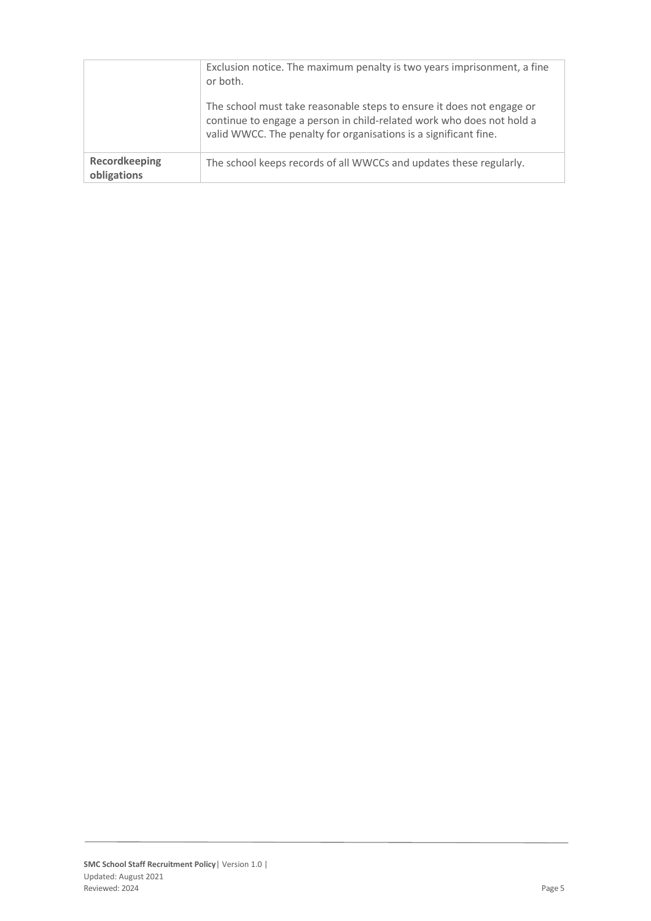| | |
|---|---|
| | Exclusion notice. The maximum penalty is two years imprisonment, a fine or both.<br><br>The school must take reasonable steps to ensure it does not engage or continue to engage a person in child-related work who does not hold a valid WWCC. The penalty for organisations is a significant fine. |
| **Recordkeeping obligations** | The school keeps records of all WWCCs and updates these regularly. |